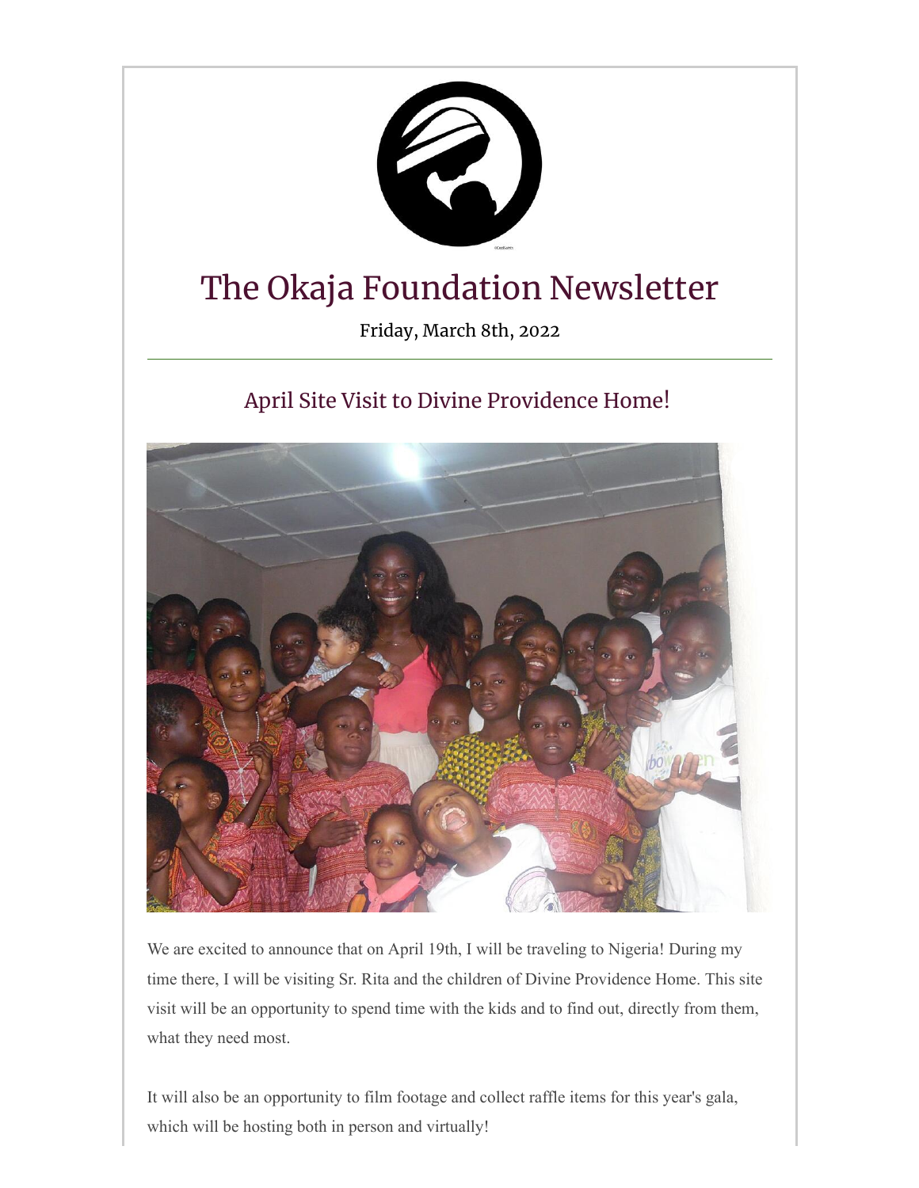# The Okaja Foundation Newsletter

Friday, March 8th, 2022

---

## April Site Visit to Divine Providence Home!

We are excited to announce that on April 19th, I will be traveling to Nigeria! During my time there, I will be visiting Sr. Rita and the children of Divine Providence Home. This site visit will be an opportunity to spend time with the kids and to find out, directly from them, what they need most.

It will also be an opportunity to film footage and collect raffle items for this year's gala, which will be hosting both in person and virtually!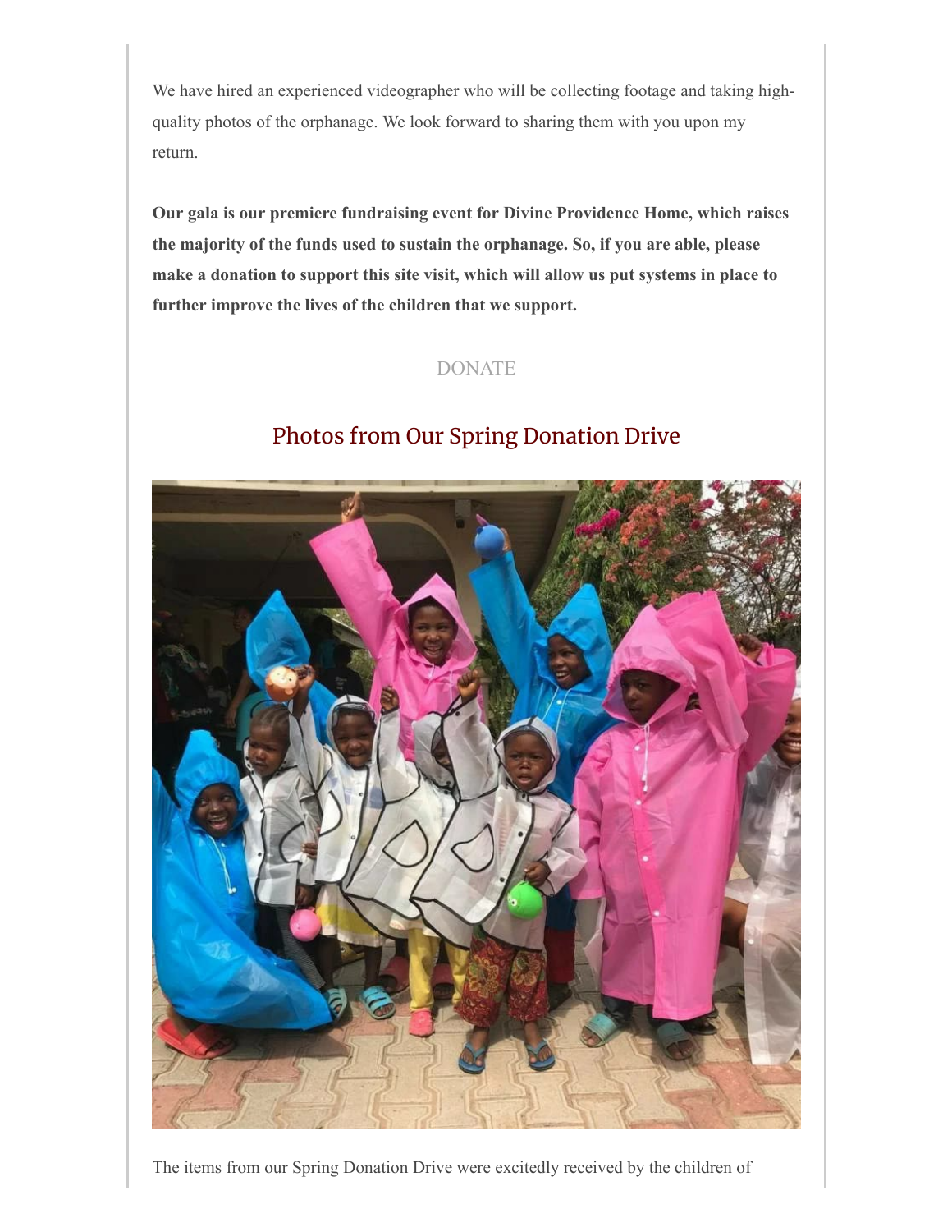We have hired an experienced videographer who will be collecting footage and taking high-quality photos of the orphanage. We look forward to sharing them with you upon my return.

**Our gala is our premiere fundraising event for Divine Providence Home, which raises the majority of the funds used to sustain the orphanage. So, if you are able, please make a donation to support this site visit, which will allow us put systems in place to further improve the lives of the children that we support.**

DONATE

## Photos from Our Spring Donation Drive

The items from our Spring Donation Drive were excitedly received by the children of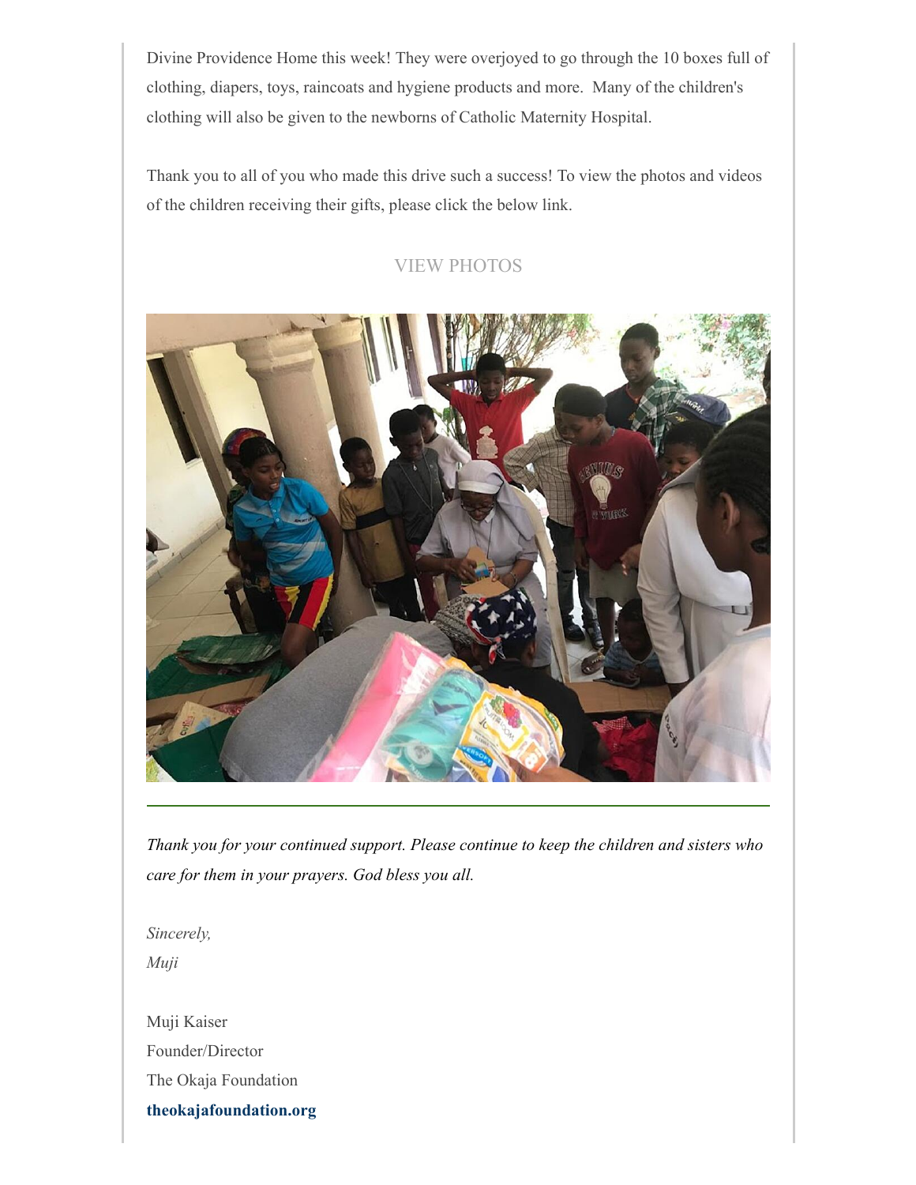Divine Providence Home this week! They were overjoyed to go through the 10 boxes full of clothing, diapers, toys, raincoats and hygiene products and more. Many of the children's clothing will also be given to the newborns of Catholic Maternity Hospital.

Thank you to all of you who made this drive such a success! To view the photos and videos of the children receiving their gifts, please click the below link.

VIEW PHOTOS

---

*Thank you for your continued support. Please continue to keep the children and sisters who care for them in your prayers. God bless you all.*

*Sincerely,*
*Muji*

Muji Kaiser
Founder/Director
The Okaja Foundation
**theokajafoundation.org**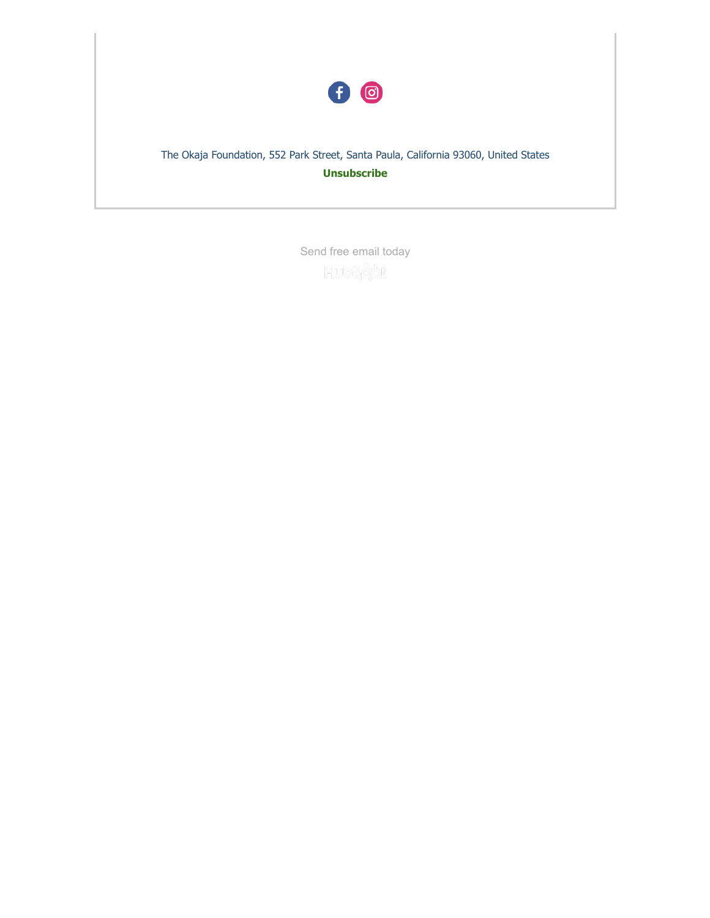The Okaja Foundation, 552 Park Street, Santa Paula, California 93060, United States

**Unsubscribe**

Send free email today

HubSpot